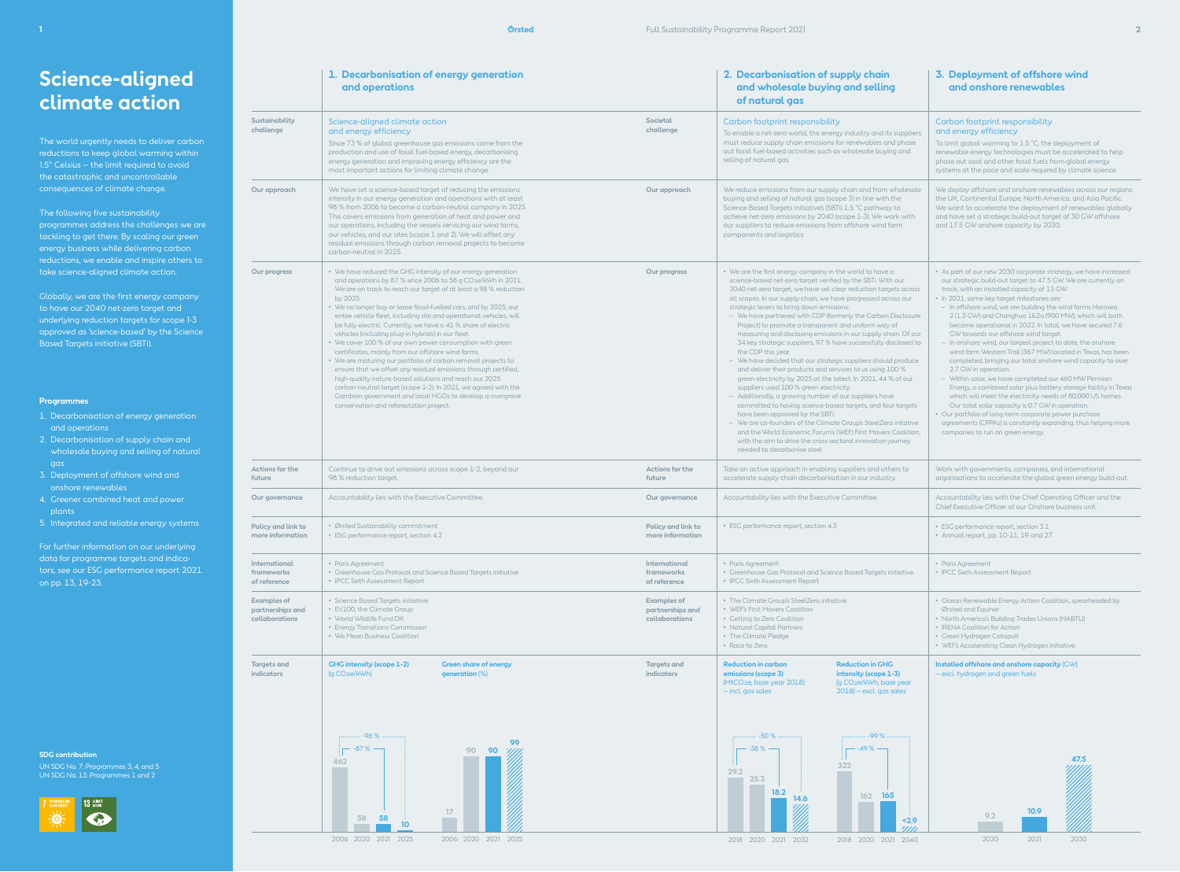# Science-aligned climate action

The world urgently needs to deliver carbon reductions to keep global warming within 1.5° Celsius – the limit required to avoid the catastrophic and uncontrollable consequences of climate change.

The following five sustainability programmes address the challenges we are tackling to get there. By scaling our green energy business while delivering carbon reductions, we enable and inspire others to take science-aligned climate action.

Globally, we are the first energy company to have our 2040 net-zero target and underlying reduction targets for scope 1-3 approved as 'science-based' by the Science Based Targets initiative (SBTi).

### Programmes

1. Decarbonisation of energy generation and operations
2. Decarbonisation of supply chain and wholesale buying and selling of natural gas
3. Deployment of offshore wind and onshore renewables
4. Greener combined heat and power plants
5. Integrated and reliable energy systems

For further information on our underlying data for programme targets and indicators, see our ESG performance report 2021 on pp. 13, 19-23.

### SDG contribution

UN SDG No. 7: Programmes 3, 4, and 5
UN SDG No. 13: Programmes 1 and 2

## 1. Decarbonisation of energy generation and operations

**Sustainability challenge**

Science-aligned climate action and energy efficiency

Since 73 % of global greenhouse gas emissions come from the production and use of fossil fuel-based energy, decarbonising energy generation and improving energy efficiency are the most important actions for limiting climate change.

**Our approach**

We have set a science-based target of reducing the emissions intensity in our energy generation and operations with at least 98 % from 2006 to become a carbon-neutral company in 2025. This covers emissions from generation of heat and power and our operations, including the vessels servicing our wind farms, our vehicles, and our sites (scope 1 and 2). We will offset any residual emissions through carbon removal projects to become carbon-neutral in 2025.

**Our progress**

- We have reduced the GHG intensity of our energy generation and operations by 87 % since 2006 to 58 g $CO_2e$/kWh in 2021. We are on track to reach our target of at least a 98 % reduction by 2025.
- We no longer buy or lease fossil-fuelled cars, and by 2025, our entire vehicle fleet, including site and operational vehicles, will be fully electric. Currently, we have a 41 % share of electric vehicles (including plug-in hybrids) in our fleet.
- We cover 100 % of our own power consumption with green certificates, mainly from our offshore wind farms.
- We are maturing our portfolio of carbon removal projects to ensure that we offset any residual emissions through certified, high-quality nature-based solutions and reach our 2025 carbon-neutral target (scope 1-2). In 2021, we agreed with the Gambian government and local NGOs to develop a mangrove conservation and reforestation project.

**Actions for the future**

Continue to drive out emissions across scope 1-2, beyond our 98 % reduction target.

**Our governance**

Accountability lies with the Executive Committee.

**Policy and link to more information**

- Ørsted Sustainability commitment
- ESG performance report, section 4.2

**International frameworks of reference**

- Paris Agreement
- Greenhouse Gas Protocol and Science Based Targets initiative
- IPCC Sixth Assessment Report

**Examples of partnerships and collaborations**

- Science Based Targets initiative
- EV100, the Climate Group
- World Wildlife Fund DK
- Energy Transitions Commission
- We Mean Business Coalition

**Targets and indicators**

GHG intensity (scope 1-2) (g $CO_2e$/kWh)

| 2006 | 2020 | 2021 | 2025 |
|---|---|---|---|
| 462 | 58 | 58 | 10 |

-87 % (2006–2021); -98 % (2006–2025)

Green share of energy generation (%)

| 2006 | 2020 | 2021 | 2025 |
|---|---|---|---|
| 17 | 90 | 90 | 99 |

## 2. Decarbonisation of supply chain and wholesale buying and selling of natural gas

**Societal challenge**

Carbon footprint responsibility

To enable a net-zero world, the energy industry and its suppliers must reduce supply chain emissions for renewables and phase out fossil fuel-based activities such as wholesale buying and selling of natural gas.

**Our approach**

We reduce emissions from our supply chain and from wholesale buying and selling of natural gas (scope 3) in line with the Science Based Targets initiative's (SBTi) 1.5 °C pathway to achieve net-zero emissions by 2040 (scope 1-3). We work with our suppliers to reduce emissions from offshore wind farm components and logistics.

**Our progress**

- We are the first energy company in the world to have a science-based net-zero target verified by the SBTi. With our 2040 net-zero target, we have set clear reduction targets across all scopes. In our supply chain, we have progressed across our strategic levers to bring down emissions:
  - We have partnered with CDP (formerly the Carbon Disclosure Project) to promote a transparent and uniform way of measuring and disclosing emissions in our supply chain. Of our 34 key strategic suppliers, 97 % have successfully disclosed to the CDP this year.
  - We have decided that our strategic suppliers should produce and deliver their products and services to us using 100 % green electricity by 2025 at the latest. In 2021, 44 % of our suppliers used 100 % green electricity.
  - Additionally, a growing number of our suppliers have committed to having science-based targets, and four targets have been approved by the SBTi.
  - We are co-founders of the Climate Group's SteelZero initiative and the World Economic Forum's (WEF) First Movers Coalition, with the aim to drive the cross-sectoral innovation journey needed to decarbonise steel.

**Actions for the future**

Take an active approach in enabling suppliers and others to accelerate supply chain decarbonisation in our industry.

**Our governance**

Accountability lies with the Executive Committee.

**Policy and link to more information**

- ESG performance report, section 4.3

**International frameworks of reference**

- Paris Agreement
- Greenhouse Gas Protocol and Science Based Targets initiative
- IPCC Sixth Assessment Report

**Examples of partnerships and collaborations**

- The Climate Group's SteelZero initiative
- WEF's First Movers Coalition
- Getting to Zero Coalition
- Natural Capital Partners
- The Climate Pledge
- Race to Zero

**Targets and indicators**

Reduction in carbon emissions (scope 3) ($MtCO_2e$, base year 2018) – incl. gas sales

| 2018 | 2020 | 2021 | 2032 |
|---|---|---|---|
| 29.2 | 25.3 | 18.2 | 14.6 |

-38 % (2018–2021); -50 % (2018–2032)

Reduction in GHG intensity (scope 1-3) (g $CO_2e$/kWh, base year 2018) – excl. gas sales

| 2018 | 2020 | 2021 | 2040 |
|---|---|---|---|
| 322 | 162 | 165 | <2.9 |

-49 % (2018–2021); -99 % (2018–2040)

## 3. Deployment of offshore wind and onshore renewables

**Societal challenge**

Carbon footprint responsibility and energy efficiency

To limit global warming to 1.5 °C, the deployment of renewable energy technologies must be accelerated to help phase out coal and other fossil fuels from global energy systems at the pace and scale required by climate science.

**Our approach**

We deploy offshore and onshore renewables across our regions: the UK, Continental Europe, North America, and Asia Pacific. We want to accelerate the deployment of renewables globally and have set a strategic build-out target of 30 GW offshore and 17.5 GW onshore capacity by 2030.

**Our progress**

- As part of our new 2030 corporate strategy, we have increased our strategic build-out target to 47.5 GW. We are currently on track, with an installed capacity of 13 GW.
- In 2021, some key target milestones are:
  - In offshore wind, we are building the wind farms Hornsea 2 (1.3 GW) and Changhua 1&2a (900 MW), which will both become operational in 2022. In total, we have secured 7.6 GW towards our offshore wind target.
  - In onshore wind, our largest project to date, the onshore wind farm Western Trail (367 MW) located in Texas, has been completed, bringing our total onshore wind capacity to over 2.7 GW in operation.
  - Within solar, we have completed our 460 MW Permian Energy, a combined solar plus battery storage facility in Texas which will meet the electricity needs of 80,000 US homes. Our total solar capacity is 0.7 GW in operation.
- Our portfolio of long-term corporate power purchase agreements (CPPAs) is constantly expanding, thus helping more companies to run on green energy.

**Actions for the future**

Work with governments, companies, and international organisations to accelerate the global green energy build-out.

**Our governance**

Accountability lies with the Chief Operating Officer and the Chief Executive Officer of our Onshore business unit.

**Policy and link to more information**

- ESG performance report, section 3.1
- Annual report, pp. 10-11, 19 and 27

**International frameworks of reference**

- Paris Agreement
- IPCC Sixth Assessment Report

**Examples of partnerships and collaborations**

- Ocean Renewable Energy Action Coalition, spearheaded by Ørsted and Equinor
- North America's Building Trades Unions (NABTU)
- IRENA Coalition for Action
- Green Hydrogen Catapult
- WEF's Accelerating Clean Hydrogen Initiative

**Targets and indicators**

Installed offshore and onshore capacity (GW) – excl. hydrogen and green fuels

| 2020 | 2021 | 2030 |
|---|---|---|
| 9.2 | 10.9 | 47.5 |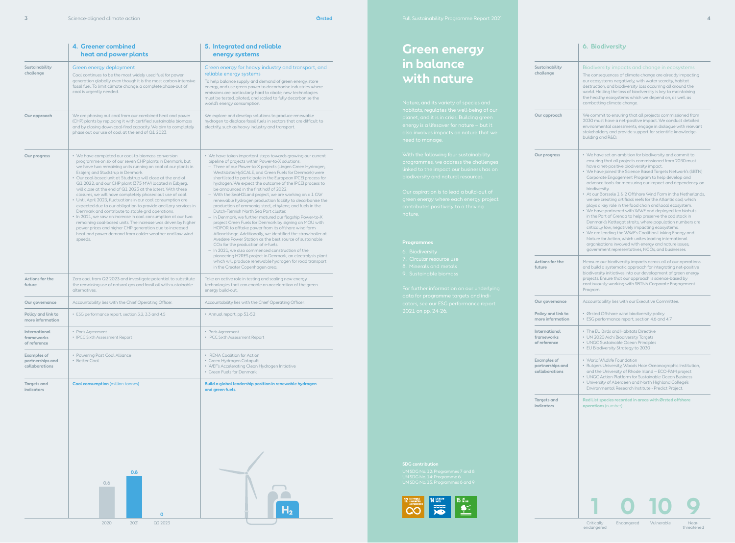|  | 4. Greener combined heat and power plants | 5. Integrated and reliable energy systems |
|---|---|---|
| Sustainability challenge | **Green energy deployment**<br>Coal continues to be the most widely used fuel for power generation globally even though it is the most carbon-intensive fossil fuel. To limit climate change, a complete phase-out of coal is urgently needed. | **Green energy for heavy industry and transport, and reliable energy systems**<br>To help balance supply and demand of green energy, store energy, and use green power to decarbonise industries where emissions are particularly hard to abate, new technologies must be tested, piloted, and scaled to fully decarbonise the world's energy consumption. |
| Our approach | We are phasing out coal from our combined heat and power (CHP) plants by replacing it with certified sustainable biomass and by closing down coal-fired capacity. We aim to completely phase out our use of coal at the end of Q1 2023. | We explore and develop solutions to produce renewable hydrogen to displace fossil fuels in sectors that are difficult to electrify, such as heavy industry and transport. |
| Our progress | • We have completed our coal-to-biomass conversion programme on six of our seven CHP plants in Denmark, but we have two remaining units running on coal at our plants in Esbjerg and Studstrup in Denmark.<br>• Our coal-based unit at Studstrup will close at the end of Q1 2022, and our CHP plant (375 MW) located in Esbjerg, will close at the end of Q1 2023 at the latest. With these closures, we will have completely phased out use of coal.<br>• Until April 2023, fluctuations in our coal consumption are expected due to our obligation to provide ancillary services in Denmark and contribute to stable grid operations.<br>• In 2021, we saw an increase in coal consumption at our two remaining coal-based units. The increase was driven by higher power prices and higher CHP generation due to increased heat and power demand from colder weather and low wind speeds. | • We have taken important steps towards growing our current pipeline of projects within Power-to-X solutions:<br>– Three of our Power-to-X projects (Lingen Green Hydrogen, Westküste/HySCALE, and Green Fuels for Denmark) were shortlisted to participate in the European IPCEI process for hydrogen. We expect the outcome of the IPCEI process to be announced in the first half of 2022.<br>– With the SeaH2Land project, we are working on a 1 GW renewable hydrogen production facility to decarbonise the production of ammonia, steel, ethylene, and fuels in the Dutch-Flemish North Sea Port cluster.<br>– In Denmark, we further matured our flagship Power-to-X project Green Fuels for Denmark by signing an MOU with HOFOR to offtake power from its offshore wind farm Aflandshage. Additionally, we identified the straw boiler at Avedøre Power Station as the best source of sustainable $CO_2$ for the production of e-fuels.<br>– In 2021, we also commenced construction of the pioneering H2RES project in Denmark, an electrolysis plant which will produce renewable hydrogen for road transport in the Greater Copenhagen area. |
| Actions for the future | Zero coal from Q2 2023 and investigate potential to substitute the remaining use of natural gas and fossil oil with sustainable alternatives. | Take an active role in testing and scaling new energy technologies that can enable an acceleration of the green energy build-out. |
| Our governance | Accountability lies with the Chief Operating Officer. | Accountability lies with the Chief Operating Officer. |
| Policy and link to more information | • ESG performance report, section 3.2, 3.3 and 4.5 | • Annual report, pp 51-52 |
| International frameworks of reference | • Paris Agreement<br>• IPCC Sixth Assessment Report | • Paris Agreement<br>• IPCC Sixth Assessment Report |
| Examples of partnerships and collaborations | • Powering Past Coal Alliance<br>• Better Coal | • IRENA Coalition for Action<br>• Green Hydrogen Catapult<br>• WEF's Accelerating Clean Hydrogen Initiative<br>• Green Fuels for Denmark |
| Targets and indicators | **Coal consumption** (million tonnes)<br>2020: 0.6<br>2021: 0.8<br>Q2 2023: 0 | **Build a global leadership position in renewable hydrogen and green fuels.** |

# Green energy in balance with nature

Nature, and its variety of species and habitats, regulates the well-being of our planet, and it is in crisis. Building green energy is a lifesaver for nature – but it also involves impacts on nature that we need to manage.

With the following four sustainability programmes, we address the challenges linked to the impact our business has on biodiversity and natural resources.

Our aspiration is to lead a build-out of green energy where each energy project contributes positively to a thriving nature.

**Programmes**

6. Biodiversity
7. Circular resource use
8. Minerals and metals
9. Sustainable biomass

For further information on our underlying data for programme targets and indicators, see our ESG performance report 2021 on pp. 24-26.

**SDG contribution**

UN SDG No. 12: Programmes 7 and 8
UN SDG No. 14: Programme 6
UN SDG No. 15: Programmes 6 and 9

|  | 6. Biodiversity |
|---|---|
| Sustainability challenge | **Biodiversity impacts and change in ecosystems**<br>The consequences of climate change are already impacting our ecosystems negatively, with water scarcity, habitat destruction, and biodiversity loss occurring all around the world. Halting the loss of biodiversity is key to maintaining the healthy ecosystems which we depend on, as well as combatting climate change. |
| Our approach | We commit to ensuring that all projects commissioned from 2030 must have a net-positive impact. We conduct detailed environmental assessments, engage in dialogue with relevant stakeholders, and provide support for scientific knowledge-building and R&D. |
| Our progress | • We have set an ambition for biodiversity and commit to ensuring that all projects commissioned from 2030 must have a net-positive biodiversity impact.<br>• We have joined the Science Based Targets Network's (SBTN) Corporate Engagement Program to help develop and advance tools for measuring our impact and dependency on biodiversity.<br>• At our Borssele 1 & 2 Offshore Wind Farm in the Netherlands, we are creating artificial reefs for the Atlantic cod, which plays a key role in the food chain and local ecosystem.<br>• We have partnered with WWF and deployed ten biohuts in the Port of Grenaa to help preserve the cod stock in Denmark's Kattegat straits, where population numbers are critically low, negatively impacting ecosystems.<br>• We are leading the WWF's Coalition Linking Energy and Nature for Action, which unites leading international organisations involved with energy and nature issues, government representatives, NGOs, and businesses. |
| Actions for the future | Measure our biodiversity impacts across all of our operations and build a systematic approach for integrating net-positive biodiversity initiatives into our development of green energy projects. Ensure that our approach is science-based by continuously working with SBTN's Corporate Engagement Program. |
| Our governance | Accountability lies with our Executive Committee. |
| Policy and link to more information | • Ørsted Offshore wind biodiversity policy<br>• ESG performance report, section 4.6 and 4.7 |
| International frameworks of reference | • The EU Birds and Habitats Directive<br>• UN 2020 Aichi Biodiversity Targets<br>• UNGC Sustainable Ocean Principles<br>• EU Biodiversity Strategy to 2030 |
| Examples of partnerships and collaborations | • World Wildlife Foundation<br>• Rutgers University, Woods Hole Oceanographic Institution, and the University of Rhode Island – ECO-PAM project<br>• UNGC Action Platform for Sustainable Ocean Business<br>• University of Aberdeen and North Highland College's Environmental Research Institute - Predict Project. |
| Targets and indicators | **Red List species recorded in areas with Ørsted offshore operations** (number)<br>Critically endangered: 1<br>Endangered: 0<br>Vulnerable: 10<br>Near-threatened: 9 |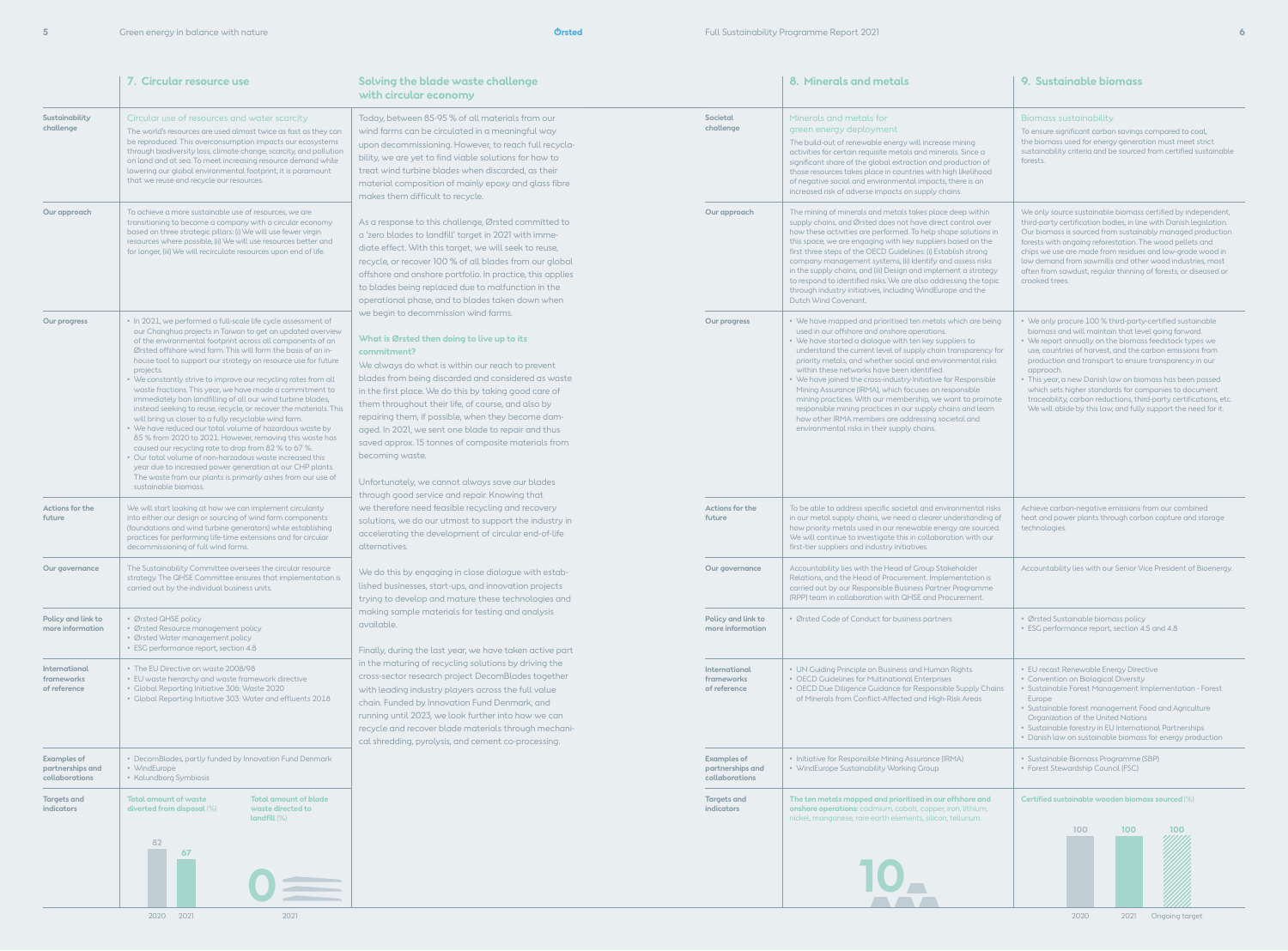## 7. Circular resource use

**Sustainability challenge**

### Circular use of resources and water scarcity

The world's resources are used almost twice as fast as they can be reproduced. This overconsumption impacts our ecosystems through biodiversity loss, climate change, scarcity, and pollution on land and at sea. To meet increasing resource demand while lowering our global environmental footprint, it is paramount that we reuse and recycle our resources.

**Our approach**

To achieve a more sustainable use of resources, we are transitioning to become a company with a circular economy based on three strategic pillars: (i) We will use fewer virgin resources where possible, (ii) We will use resources better and for longer, (iii) We will recirculate resources upon end of life.

**Our progress**

- In 2021, we performed a full-scale life cycle assessment of our Changhua projects in Taiwan to get an updated overview of the environmental footprint across all components of an Ørsted offshore wind farm. This will form the basis of an in-house tool to support our strategy on resource use for future projects.
- We constantly strive to improve our recycling rates from all waste fractions. This year, we have made a commitment to immediately ban landfilling of all our wind turbine blades, instead seeking to reuse, recycle, or recover the materials. This will bring us closer to a fully recyclable wind farm.
- We have reduced our total volume of hazardous waste by 85 % from 2020 to 2021. However, removing this waste has caused our recycling rate to drop from 82 % to 67 %.
- Our total volume of non-harzadous waste increased this year due to increased power generation at our CHP plants. The waste from our plants is primarily ashes from our use of sustainable biomass.

**Actions for the future**

We will start looking at how we can implement circularity into either our design or sourcing of wind farm components (foundations and wind turbine generators) while establishing practices for performing life-time extensions and for circular decommissioning of full wind farms.

**Our governance**

The Sustainability Committee oversees the circular resource strategy. The QHSE Committee ensures that implementation is carried out by the individual business units.

**Policy and link to more information**

- Ørsted QHSE policy
- Ørsted Resource management policy
- Ørsted Water management policy
- ESG performance report, section 4.8

**International frameworks of reference**

- The EU Directive on waste 2008/98
- EU waste hierarchy and waste framework directive
- Global Reporting Initiative 306: Waste 2020
- Global Reporting Initiative 303: Water and effluents 2018

**Examples of partnerships and collaborations**

- DecomBlades, partly funded by Innovation Fund Denmark
- WindEurope
- Kalundborg Symbiosis

**Targets and indicators**

Total amount of waste diverted from disposal (%)

| 2020 | 2021 |
|---|---|
| 82 | 67 |

Total amount of blade waste directed to landfill (%)

| 2021 |
|---|
| 0 |

## Solving the blade waste challenge with circular economy

Today, between 85-95 % of all materials from our wind farms can be circulated in a meaningful way upon decommissioning. However, to reach full recyclability, we are yet to find viable solutions for how to treat wind turbine blades when discarded, as their material composition of mainly epoxy and glass fibre makes them difficult to recycle.

As a response to this challenge, Ørsted committed to a 'zero blades to landfill' target in 2021 with immediate effect. With this target, we will seek to reuse, recycle, or recover 100 % of all blades from our global offshore and onshore portfolio. In practice, this applies to blades being replaced due to malfunction in the operational phase, and to blades taken down when we begin to decommission wind farms.

### What is Ørsted then doing to live up to its commitment?

We always do what is within our reach to prevent blades from being discarded and considered as waste in the first place. We do this by taking good care of them throughout their life, of course, and also by repairing them, if possible, when they become damaged. In 2021, we sent one blade to repair and thus saved approx. 15 tonnes of composite materials from becoming waste.

Unfortunately, we cannot always save our blades through good service and repair. Knowing that we therefore need feasible recycling and recovery solutions, we do our utmost to support the industry in accelerating the development of circular end-of-life alternatives.

We do this by engaging in close dialogue with established businesses, start-ups, and innovation projects trying to develop and mature these technologies and making sample materials for testing and analysis available.

Finally, during the last year, we have taken active part in the maturing of recycling solutions by driving the cross-sector research project DecomBlades together with leading industry players across the full value chain. Funded by Innovation Fund Denmark, and running until 2023, we look further into how we can recycle and recover blade materials through mechanical shredding, pyrolysis, and cement co-processing.

## 8. Minerals and metals

**Societal challenge**

### Minerals and metals for green energy deployment

The build-out of renewable energy will increase mining activities for certain requisite metals and minerals. Since a significant share of the global extraction and production of those resources takes place in countries with high likelihood of negative social and environmental impacts, there is an increased risk of adverse impacts on supply chains.

**Our approach**

The mining of minerals and metals takes place deep within supply chains, and Ørsted does not have direct control over how these activities are performed. To help shape solutions in this space, we are engaging with key suppliers based on the first three steps of the OECD Guidelines: (i) Establish strong company management systems, (ii) Identify and assess risks in the supply chains, and (iii) Design and implement a strategy to respond to identified risks. We are also addressing the topic through industry initiatives, including WindEurope and the Dutch Wind Covenant.

**Our progress**

- We have mapped and prioritised ten metals which are being used in our offshore and onshore operations.
- We have started a dialogue with ten key suppliers to understand the current level of supply chain transparency for priority metals, and whether social and environmental risks within these networks have been identified.
- We have joined the cross-industry Initiative for Responsible Mining Assurance (IRMA), which focuses on responsible mining practices. With our membership, we want to promote responsible mining practices in our supply chains and learn how other IRMA members are addressing societal and environmental risks in their supply chains.

**Actions for the future**

To be able to address specific societal and environmental risks in our metal supply chains, we need a clearer understanding of how priority metals used in our renewable energy are sourced. We will continue to investigate this in collaboration with our first-tier suppliers and industry initiatives.

**Our governance**

Accountability lies with the Head of Group Stakeholder Relations, and the Head of Procurement. Implementation is carried out by our Responsible Business Partner Programme (RPP) team in collaboration with QHSE and Procurement.

**Policy and link to more information**

- Ørsted Code of Conduct for business partners

**International frameworks of reference**

- UN Guiding Principle on Business and Human Rights
- OECD Guidelines for Multinational Enterprises
- OECD Due Diligence Guidance for Responsible Supply Chains of Minerals from Conflict-Affected and High-Risk Areas

**Examples of partnerships and collaborations**

- Initiative for Responsible Mining Assurance (IRMA)
- WindEurope Sustainability Working Group

**Targets and indicators**

The ten metals mapped and prioritised in our offshore and onshore operations: cadmium, cobalt, copper, iron, lithium, nickel, manganese, rare earth elements, silicon, tellurium.

10

## 9. Sustainable biomass

### Biomass sustainability

To ensure significant carbon savings compared to coal, the biomass used for energy generation must meet strict sustainability criteria and be sourced from certified sustainable forests.

**Our approach**

We only source sustainable biomass certified by independent, third-party certification bodies, in line with Danish legislation. Our biomass is sourced from sustainably managed production forests with ongoing reforestation. The wood pellets and chips we use are made from residues and low-grade wood in low demand from sawmills and other wood industries, most often from sawdust, regular thinning of forests, or diseased or crooked trees.

**Our progress**

- We only procure 100 % third-party-certified sustainable biomass and will maintain that level going forward.
- We report annually on the biomass feedstock types we use, countries of harvest, and the carbon emissions from production and transport to ensure transparency in our approach.
- This year, a new Danish law on biomass has been passed which sets higher standards for companies to document traceability, carbon reductions, third-party certifications, etc. We will abide by this law, and fully support the need for it.

**Actions for the future**

Achieve carbon-negative emissions from our combined heat and power plants through carbon capture and storage technologies.

**Our governance**

Accountability lies with our Senior Vice President of Bioenergy.

**Policy and link to more information**

- Ørsted Sustainable biomass policy
- ESG performance report, section 4.5 and 4.8

**International frameworks of reference**

- EU recast Renewable Energy Directive
- Convention on Biological Diversity
- Sustainable Forest Management Implementation - Forest Europe
- Sustainable forest management Food and Agriculture Organization of the United Nations
- Sustainable forestry in EU International Partnerships
- Danish law on sustainable biomass for energy production

**Examples of partnerships and collaborations**

- Sustainable Biomass Programme (SBP)
- Forest Stewardship Council (FSC)

**Targets and indicators**

Certified sustainable wooden biomass sourced (%)

| 2020 | 2021 | Ongoing target |
|---|---|---|
| 100 | 100 | 100 |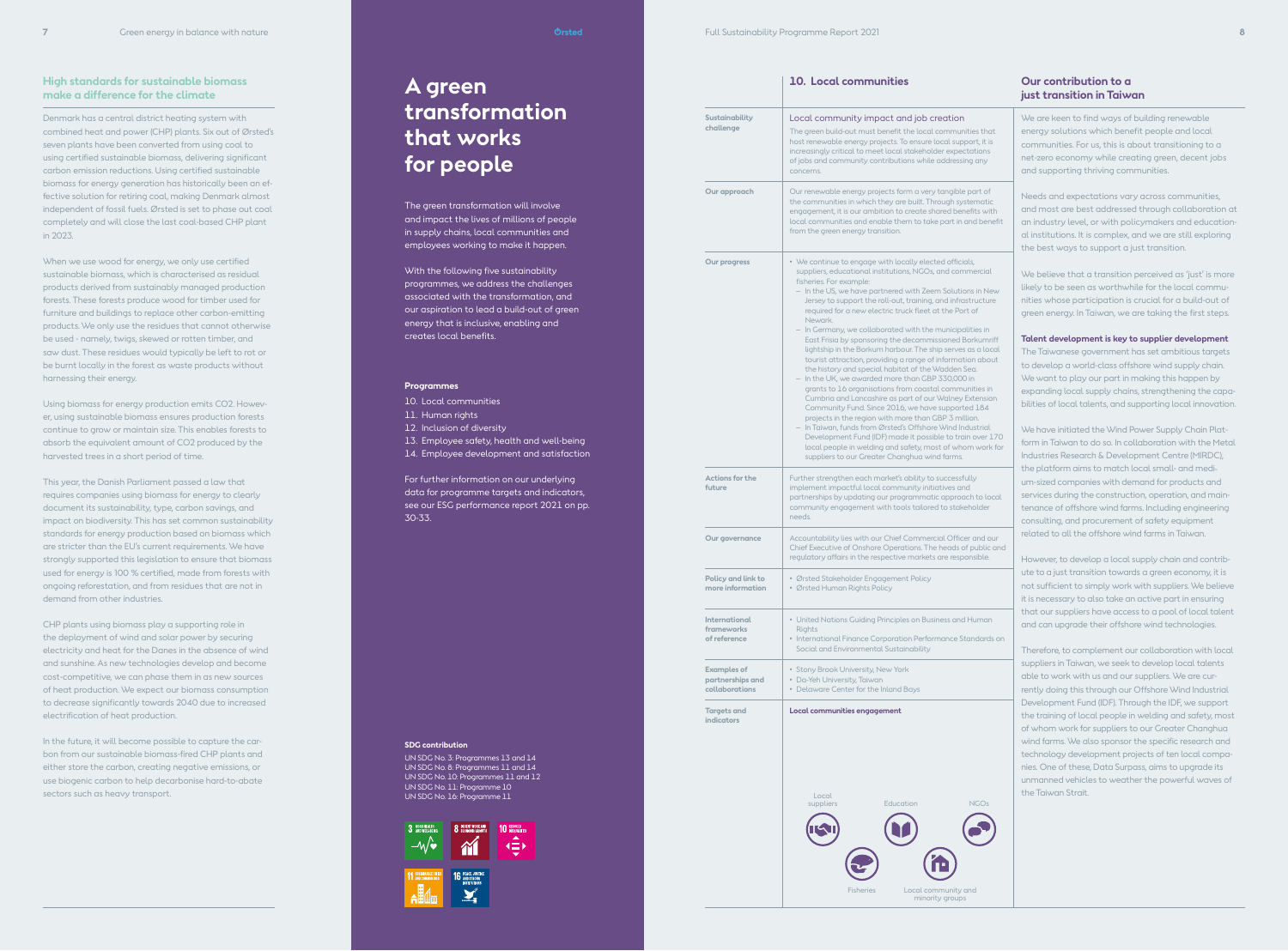## High standards for sustainable biomass make a difference for the climate

Denmark has a central district heating system with combined heat and power (CHP) plants. Six out of Ørsted's seven plants have been converted from using coal to using certified sustainable biomass, delivering significant carbon emission reductions. Using certified sustainable biomass for energy generation has historically been an effective solution for retiring coal, making Denmark almost independent of fossil fuels. Ørsted is set to phase out coal completely and will close the last coal-based CHP plant in 2023.

When we use wood for energy, we only use certified sustainable biomass, which is characterised as residual products derived from sustainably managed production forests. These forests produce wood for timber used for furniture and buildings to replace other carbon-emitting products. We only use the residues that cannot otherwise be used - namely, twigs, skewed or rotten timber, and saw dust. These residues would typically be left to rot or be burnt locally in the forest as waste products without harnessing their energy.

Using biomass for energy production emits CO2. However, using sustainable biomass ensures production forests continue to grow or maintain size. This enables forests to absorb the equivalent amount of CO2 produced by the harvested trees in a short period of time.

This year, the Danish Parliament passed a law that requires companies using biomass for energy to clearly document its sustainability, type, carbon savings, and impact on biodiversity. This has set common sustainability standards for energy production based on biomass which are stricter than the EU's current requirements. We have strongly supported this legislation to ensure that biomass used for energy is 100 % certified, made from forests with ongoing reforestation, and from residues that are not in demand from other industries.

CHP plants using biomass play a supporting role in the deployment of wind and solar power by securing electricity and heat for the Danes in the absence of wind and sunshine. As new technologies develop and become cost-competitive, we can phase them in as new sources of heat production. We expect our biomass consumption to decrease significantly towards 2040 due to increased electrification of heat production.

In the future, it will become possible to capture the carbon from our sustainable biomass-fired CHP plants and either store the carbon, creating negative emissions, or use biogenic carbon to help decarbonise hard-to-abate sectors such as heavy transport.

# A green transformation that works for people

The green transformation will involve and impact the lives of millions of people in supply chains, local communities and employees working to make it happen.

With the following five sustainability programmes, we address the challenges associated with the transformation, and our aspiration to lead a build-out of green energy that is inclusive, enabling and creates local benefits.

**Programmes**

10. Local communities
11. Human rights
12. Inclusion of diversity
13. Employee safety, health and well-being
14. Employee development and satisfaction

For further information on our underlying data for programme targets and indicators, see our ESG performance report 2021 on pp. 30-33.

**SDG contribution**

UN SDG No. 3: Programmes 13 and 14
UN SDG No. 8: Programmes 11 and 14
UN SDG No. 10: Programmes 11 and 12
UN SDG No. 11: Programme 10
UN SDG No. 16: Programme 11

## 10. Local communities

| | |
|---|---|
| **Sustainability challenge** | Local community impact and job creation<br>The green build-out must benefit the local communities that host renewable energy projects. To ensure local support, it is increasingly critical to meet local stakeholder expectations of jobs and community contributions while addressing any concerns. |
| **Our approach** | Our renewable energy projects form a very tangible part of the communities in which they are built. Through systematic engagement, it is our ambition to create shared benefits with local communities and enable them to take part in and benefit from the green energy transition. |
| **Our progress** | • We continue to engage with locally elected officials, suppliers, educational institutions, NGOs, and commercial fisheries. For example:<br>– In the US, we have partnered with Zeem Solutions in New Jersey to support the roll-out, training, and infrastructure required for a new electric truck fleet at the Port of Newark.<br>– In Germany, we collaborated with the municipalities in East Frisia by sponsoring the decommissioned Borkumriff lightship in the Borkum harbour. The ship serves as a local tourist attraction, providing a range of information about the history and special habitat of the Wadden Sea.<br>– In the UK, we awarded more than GBP 330,000 in grants to 16 organisations from coastal communities in Cumbria and Lancashire as part of our Walney Extension Community Fund. Since 2016, we have supported 184 projects in the region with more than GBP 3 million.<br>– In Taiwan, funds from Ørsted's Offshore Wind Industrial Development Fund (IDF) made it possible to train over 170 local people in welding and safety, most of whom work for suppliers to our Greater Changhua wind farms. |
| **Actions for the future** | Further strengthen each market's ability to successfully implement impactful local community initiatives and partnerships by updating our programmatic approach to local community engagement with tools tailored to stakeholder needs. |
| **Our governance** | Accountability lies with our Chief Commercial Officer and our Chief Executive of Onshore Operations. The heads of public and regulatory affairs in the respective markets are responsible. |
| **Policy and link to more information** | • Ørsted Stakeholder Engagement Policy<br>• Ørsted Human Rights Policy |
| **International frameworks of reference** | • United Nations Guiding Principles on Business and Human Rights<br>• International Finance Corporation Performance Standards on Social and Environmental Sustainability |
| **Examples of partnerships and collaborations** | • Stony Brook University, New York<br>• Da-Yeh University, Taiwan<br>• Delaware Center for the Inland Bays |
| **Targets and indicators** | **Local communities engagement**<br>Local suppliers, Education, NGOs, Fisheries, Local community and minority groups |

## Our contribution to a just transition in Taiwan

We are keen to find ways of building renewable energy solutions which benefit people and local communities. For us, this is about transitioning to a net-zero economy while creating green, decent jobs and supporting thriving communities.

Needs and expectations vary across communities, and most are best addressed through collaboration at an industry level, or with policymakers and educational institutions. It is complex, and we are still exploring the best ways to support a just transition.

We believe that a transition perceived as 'just' is more likely to be seen as worthwhile for the local communities whose participation is crucial for a build-out of green energy. In Taiwan, we are taking the first steps.

**Talent development is key to supplier development**

The Taiwanese government has set ambitious targets to develop a world-class offshore wind supply chain. We want to play our part in making this happen by expanding local supply chains, strengthening the capabilities of local talents, and supporting local innovation.

We have initiated the Wind Power Supply Chain Platform in Taiwan to do so. In collaboration with the Metal Industries Research & Development Centre (MIRDC), the platform aims to match local small- and medium-sized companies with demand for products and services during the construction, operation, and maintenance of offshore wind farms. Including engineering consulting, and procurement of safety equipment related to all the offshore wind farms in Taiwan.

However, to develop a local supply chain and contribute to a just transition towards a green economy, it is not sufficient to simply work with suppliers. We believe it is necessary to also take an active part in ensuring that our suppliers have access to a pool of local talent and can upgrade their offshore wind technologies.

Therefore, to complement our collaboration with local suppliers in Taiwan, we seek to develop local talents able to work with us and our suppliers. We are currently doing this through our Offshore Wind Industrial Development Fund (IDF). Through the IDF, we support the training of local people in welding and safety, most of whom work for suppliers to our Greater Changhua wind farms. We also sponsor the specific research and technology development projects of ten local companies. One of these, Data Surpass, aims to upgrade its unmanned vehicles to weather the powerful waves of the Taiwan Strait.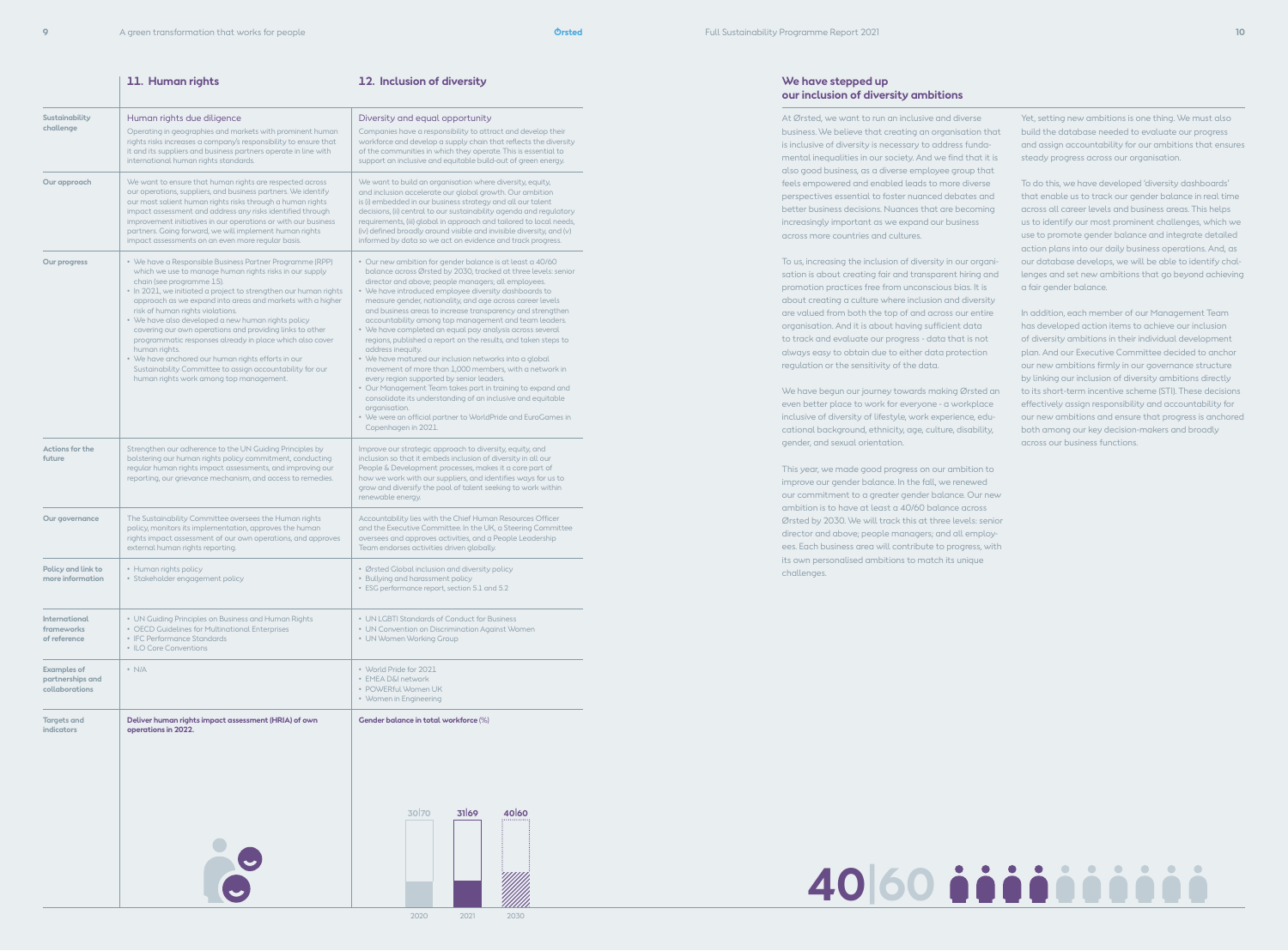| | 11. Human rights | 12. Inclusion of diversity |
|---|---|---|
| Sustainability challenge | **Human rights due diligence** Operating in geographies and markets with prominent human rights risks increases a company's responsibility to ensure that it and its suppliers and business partners operate in line with international human rights standards. | **Diversity and equal opportunity** Companies have a responsibility to attract and develop their workforce and develop a supply chain that reflects the diversity of the communities in which they operate. This is essential to support an inclusive and equitable build-out of green energy. |
| Our approach | We want to ensure that human rights are respected across our operations, suppliers, and business partners. We identify our most salient human rights risks through a human rights impact assessment and address any risks identified through improvement initiatives in our operations or with our business partners. Going forward, we will implement human rights impact assessments on an even more regular basis. | We want to build an organisation where diversity, equity, and inclusion accelerate our global growth. Our ambition is (i) embedded in our business strategy and all our talent decisions, (ii) central to our sustainability agenda and regulatory requirements, (iii) global in approach and tailored to local needs, (iv) defined broadly around visible and invisible diversity, and (v) informed by data so we act on evidence and track progress. |
| Our progress | • We have a Responsible Business Partner Programme (RPP) which we use to manage human rights risks in our supply chain (see programme 15).<br>• In 2021, we initiated a project to strengthen our human rights approach as we expand into areas and markets with a higher risk of human rights violations.<br>• We have also developed a new human rights policy covering our own operations and providing links to other programmatic responses already in place which also cover human rights.<br>• We have anchored our human rights efforts in our Sustainability Committee to assign accountability for our human rights work among top management. | • Our new ambition for gender balance is at least a 40/60 balance across Ørsted by 2030, tracked at three levels: senior director and above; people managers; all employees.<br>• We have introduced employee diversity dashboards to measure gender, nationality, and age across career levels and business areas to increase transparency and strengthen accountability among top management and team leaders.<br>• We have completed an equal pay analysis across several regions, published a report on the results, and taken steps to address inequity.<br>• We have matured our inclusion networks into a global movement of more than 1,000 members, with a network in every region supported by senior leaders.<br>• Our Management Team takes part in training to expand and consolidate its understanding of an inclusive and equitable organisation.<br>• We were an official partner to WorldPride and EuroGames in Copenhagen in 2021. |
| Actions for the future | Strengthen our adherence to the UN Guiding Principles by bolstering our human rights policy commitment, conducting regular human rights impact assessments, and improving our reporting, our grievance mechanism, and access to remedies. | Improve our strategic approach to diversity, equity, and inclusion so that it embeds inclusion of diversity in all our People & Development processes, makes it a core part of how we work with our suppliers, and identifies ways for us to grow and diversify the pool of talent seeking to work within renewable energy. |
| Our governance | The Sustainability Committee oversees the Human rights policy, monitors its implementation, approves the human rights impact assessment of our own operations, and approves external human rights reporting. | Accountability lies with the Chief Human Resources Officer and the Executive Committee. In the UK, a Steering Committee oversees and approves activities, and a People Leadership Team endorses activities driven globally. |
| Policy and link to more information | • Human rights policy<br>• Stakeholder engagement policy | • Ørsted Global inclusion and diversity policy<br>• Bullying and harassment policy<br>• ESG performance report, section 5.1 and 5.2 |
| International frameworks of reference | • UN Guiding Principles on Business and Human Rights<br>• OECD Guidelines for Multinational Enterprises<br>• IFC Performance Standards<br>• ILO Core Conventions | • UN LGBTI Standards of Conduct for Business<br>• UN Convention on Discrimination Against Women<br>• UN Women Working Group |
| Examples of partnerships and collaborations | • N/A | • World Pride for 2021<br>• EMEA D&I network<br>• POWERful Women UK<br>• Women in Engineering |
| Targets and indicators | **Deliver human rights impact assessment (HRIA) of own operations in 2022.** | **Gender balance in total workforce** (%)<br>2020: 30/70<br>2021: 31/69<br>2030: 40/60 |

## We have stepped up our inclusion of diversity ambitions

At Ørsted, we want to run an inclusive and diverse business. We believe that creating an organisation that is inclusive of diversity is necessary to address fundamental inequalities in our society. And we find that it is also good business, as a diverse employee group that feels empowered and enabled leads to more diverse perspectives essential to foster nuanced debates and better business decisions. Nuances that are becoming increasingly important as we expand our business across more countries and cultures.

To us, increasing the inclusion of diversity in our organisation is about creating fair and transparent hiring and promotion practices free from unconscious bias. It is about creating a culture where inclusion and diversity are valued from both the top of and across our entire organisation. And it is about having sufficient data to track and evaluate our progress - data that is not always easy to obtain due to either data protection regulation or the sensitivity of the data.

We have begun our journey towards making Ørsted an even better place to work for everyone - a workplace inclusive of diversity of lifestyle, work experience, educational background, ethnicity, age, culture, disability, gender, and sexual orientation.

This year, we made good progress on our ambition to improve our gender balance. In the fall, we renewed our commitment to a greater gender balance. Our new ambition is to have at least a 40/60 balance across Ørsted by 2030. We will track this at three levels: senior director and above; people managers; and all employees. Each business area will contribute to progress, with its own personalised ambitions to match its unique challenges.

Yet, setting new ambitions is one thing. We must also build the database needed to evaluate our progress and assign accountability for our ambitions that ensures steady progress across our organisation.

To do this, we have developed 'diversity dashboards' that enable us to track our gender balance in real time across all career levels and business areas. This helps us to identify our most prominent challenges, which we use to promote gender balance and integrate detailed action plans into our daily business operations. And, as our database develops, we will be able to identify challenges and set new ambitions that go beyond achieving a fair gender balance.

In addition, each member of our Management Team has developed action items to achieve our inclusion of diversity ambitions in their individual development plan. And our Executive Committee decided to anchor our new ambitions firmly in our governance structure by linking our inclusion of diversity ambitions directly to its short-term incentive scheme (STI). These decisions effectively assign responsibility and accountability for our new ambitions and ensure that progress is anchored both among our key decision-makers and broadly across our business functions.

40|60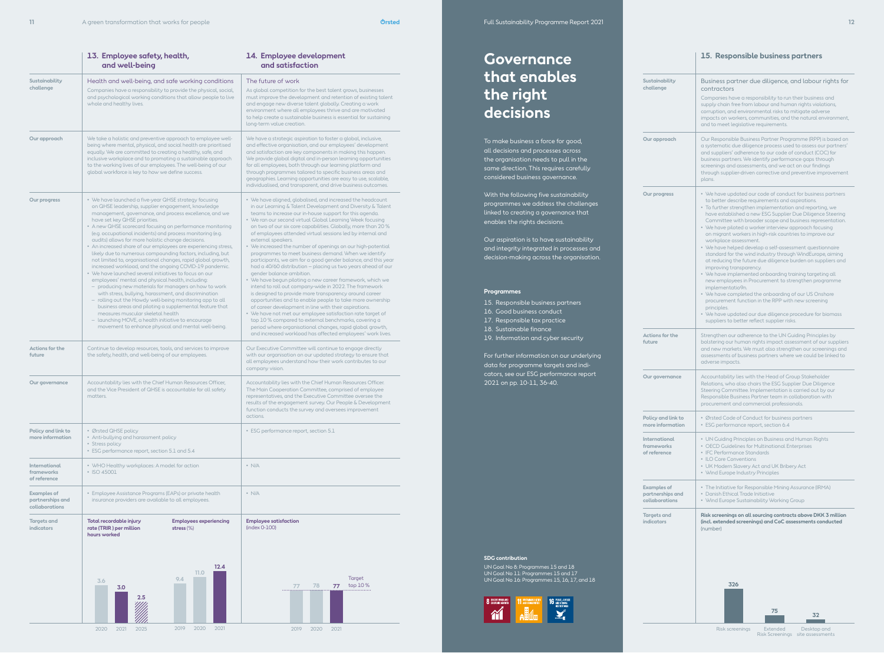| | 13. Employee safety, health, and well-being | 14. Employee development and satisfaction |
|---|---|---|
| **Sustainability challenge** | Health and well-being, and safe working conditions<br>Companies have a responsibility to provide the physical, social, and psychological working conditions that allow people to live whole and healthy lives. | The future of work<br>As global competition for the best talent grows, businesses must improve the development and retention of existing talent and engage new diverse talent globally. Creating a work environment where all employees thrive and are motivated to help create a sustainable business is essential for sustaining long-term value creation. |
| **Our approach** | We take a holistic and preventive approach to employee well-being where mental, physical, and social health are prioritised equally. We are committed to creating a healthy, safe, and inclusive workplace and to promoting a sustainable approach to the working lives of our employees. The well-being of our global workforce is key to how we define success. | We have a strategic aspiration to foster a global, inclusive, and effective organisation, and our employees' development and satisfaction are key components in making this happen. We provide global digital and in-person learning opportunities for all employees, both through our learning platform and through programmes tailored to specific business areas and geographies. Learning opportunities are easy to use, scalable, individualised, and transparent, and drive business outcomes. |
| **Our progress** | • We have launched a five-year QHSE strategy focusing on QHSE leadership, supplier engagement, knowledge management, governance, and process excellence, and we have set key QHSE priorities.<br>• A new QHSE scorecard focusing on performance monitoring (e.g. occupational incidents) and process monitoring (e.g. audits) allows for more holistic change decisions.<br>• An increased share of our employees are experiencing stress, likely due to numerous compounding factors, including, but not limited to, organisational changes, rapid global growth, increased workload, and the ongoing COVID-19 pandemic.<br>• We have launched several initiatives to focus on our employees' mental and physical health, including:<br>– producing new materials for managers on how to work with stress, bullying, harassment, and discrimination<br>– rolling out the Howdy well-being monitoring app to all business areas and piloting a supplemental feature that measures muscular skeletal health<br>– launching MOVE, a health initiative to encourage movement to enhance physical and mental well-being. | • We have aligned, globalised, and increased the headcount in our Learning & Talent Development and Diversity & Talent teams to increase our in-house support for this agenda.<br>• We ran our second virtual Global Learning Week focusing on two of our six core capabilities. Globally, more than 20 % of employees attended virtual sessions led by internal and external speakers.<br>• We increased the number of openings on our high-potential programmes to meet business demand. When we identify participants, we aim for a good gender balance, and this year had a 40/60 distribution – placing us two years ahead of our gender balance ambition.<br>• We have begun piloting a new career framework, which we intend to roll out company-wide in 2022. The framework is designed to provide more transparency around career opportunities and to enable people to take more ownership of career development in line with their aspirations.<br>• We have not met our employee satisfaction rate target of top 10 % compared to external benchmarks, covering a period where organisational changes, rapid global growth, and increased workload has affected employees' work lives. |
| **Actions for the future** | Continue to develop resources, tools, and services to improve the safety, health, and well-being of our employees. | Our Executive Committee will continue to engage directly with our organisation on our updated strategy to ensure that all employees understand how their work contributes to our company vision. |
| **Our governance** | Accountability lies with the Chief Human Resources Officer, and the Vice President of QHSE is accountable for all safety matters. | Accountability lies with the Chief Human Resources Officer. The Main Cooperation Committee, comprised of employee representatives, and the Executive Committee oversee the results of the engagement survey. Our People & Development function conducts the survey and oversees improvement actions. |
| **Policy and link to more information** | • Ørsted QHSE policy<br>• Anti-bullying and harassment policy<br>• Stress policy<br>• ESG performance report, section 5.1 and 5.4 | • ESG performance report, section 5.1 |
| **International frameworks of reference** | • WHO Healthy workplaces: A model for action<br>• ISO 45001 | • N/A |
| **Examples of partnerships and collaborations** | • Employee Assistance Programs (EAPs) or private health insurance providers are available to all employees. | • N/A |
| **Targets and indicators** | **Total recordable injury rate (TRIR) per million hours worked**: 2020: 3.6; 2021: 3.0; 2025: 2.5<br>**Employees experiencing stress** (%): 2019: 9.4; 2020: 11.0; 2021: 12.4 | **Employee satisfaction** (index 0-100): 2019: 77; 2020: 78; 2021: 77; Target: top 10 % |

# Governance that enables the right decisions

To make business a force for good, all decisions and processes across the organisation needs to pull in the same direction. This requires carefully considered business governance.

With the following five sustainability programmes we address the challenges linked to creating a governance that enables the rights decisions.

Our aspiration is to have sustainability and integrity integrated in processes and decision-making across the organisation.

**Programmes**

15. Responsible business partners
16. Good business conduct
17. Responsible tax practice
18. Sustainable finance
19. Information and cyber security

For further information on our underlying data for programme targets and indicators, see our ESG performance report 2021 on pp. 10-11, 36-40.

**SDG contribution**

UN Goal No 8: Programmes 15 and 18
UN Goal No 11: Programmes 15 and 17
UN Goal No 16: Programmes 15, 16, 17, and 18

| | 15. Responsible business partners |
|---|---|
| **Sustainability challenge** | Business partner due diligence, and labour rights for contractors<br>Companies have a responsibility to run their business and supply chain free from labour and human rights violations, corruption, and environmental risks to mitigate adverse impacts on workers, communities, and the natural environment, and to meet legislative requirements. |
| **Our approach** | Our Responsible Business Partner Programme (RPP) is based on a systematic due diligence process used to assess our partners' and suppliers' adherence to our code of conduct (COC) for business partners. We identify performance gaps through screenings and assessments, and we act on our findings through supplier-driven corrective and preventive improvement plans. |
| **Our progress** | • We have updated our code of conduct for business partners to better describe requirements and aspirations.<br>• To further strengthen implementation and reporting, we have established a new ESG Supplier Due Diligence Steering Committee with broader scope and business representation.<br>• We have piloted a worker interview approach focusing on migrant workers in high-risk countries to improve our workplace assessment.<br>• We have helped develop a self-assessment questionnaire standard for the wind industry through WindEurope, aiming at reducing the future due diligence burden on suppliers and improving transparency.<br>• We have implemented onboarding training targeting all new employees in Procurement to strengthen programme implementatio9n.<br>• We have completed the onboarding of our US Onshore procurement function in the RPP with new screening principles.<br>• We have updated our due diligence procedure for biomass suppliers to better reflect supplier risks. |
| **Actions for the future** | Strengthen our adherence to the UN Guiding Principles by bolstering our human rights impact assessment of our suppliers and new markets. We must also strengthen our screenings and assessments of business partners where we could be linked to adverse impacts. |
| **Our governance** | Accountability lies with the Head of Group Stakeholder Relations, who also chairs the ESG Supplier Due Diligence Steering Committee. Implementation is carried out by our Responsible Business Partner team in collaboration with procurement and commercial professionals. |
| **Policy and link to more information** | • Ørsted Code of Conduct for business partners<br>• ESG performance report, section 6.4 |
| **International frameworks of reference** | • UN Guiding Principles on Business and Human Rights<br>• OECD Guidelines for Multinational Enterprises<br>• IFC Performance Standards<br>• ILO Core Conventions<br>• UK Modern Slavery Act and UK Bribery Act<br>• Wind Europe Industry Principles |
| **Examples of partnerships and collaborations** | • The Initiative for Responsible Mining Assurance (IRMA)<br>• Danish Ethical Trade Initiative<br>• Wind Europe Sustainability Working Group |
| **Targets and indicators** | **Risk screenings on all sourcing contracts above DKK 3 million (incl. extended screenings) and CoC assessments conducted** (number): Risk screenings: 326; Extended Risk Screenings: 75; Desktop and site assessments: 32 |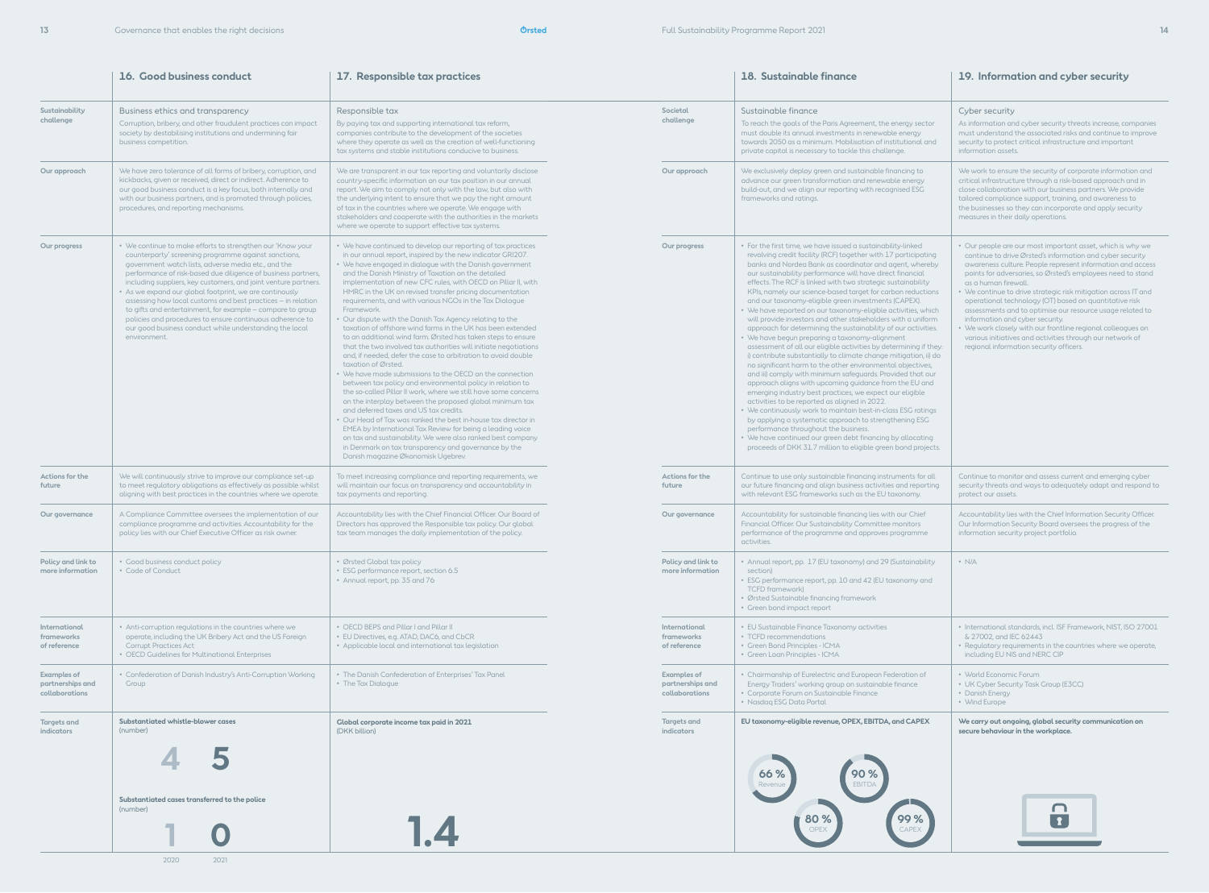## 16. Good business conduct

| | |
|---|---|
| **Sustainability challenge** | **Business ethics and transparency**<br>Corruption, bribery, and other fraudulent practices can impact society by destabilising institutions and undermining fair business competition. |
| **Our approach** | We have zero tolerance of all forms of bribery, corruption, and kickbacks, given or received, direct or indirect. Adherence to our good business conduct is a key focus, both internally and with our business partners, and is promoted through policies, procedures, and reporting mechanisms. |
| **Our progress** | • We continue to make efforts to strengthen our 'Know your counterparty' screening programme against sanctions, government watch lists, adverse media etc., and the performance of risk-based due diligence of business partners, including suppliers, key customers, and joint venture partners.<br>• As we expand our global footprint, we are continuously assessing how local customs and best practices – in relation to gifts and entertainment, for example – compare to group policies and procedures to ensure continuous adherence to our good business conduct while understanding the local environment. |
| **Actions for the future** | We will continuously strive to improve our compliance set-up to meet regulatory obligations as effectively as possible whilst aligning with best practices in the countries where we operate. |
| **Our governance** | A Compliance Committee oversees the implementation of our compliance programme and activities. Accountability for the policy lies with our Chief Executive Officer as risk owner. |
| **Policy and link to more information** | • Good business conduct policy<br>• Code of Conduct |
| **International frameworks of reference** | • Anti-corruption regulations in the countries where we operate, including the UK Bribery Act and the US Foreign Corrupt Practices Act<br>• OECD Guidelines for Multinational Enterprises |
| **Examples of partnerships and collaborations** | • Confederation of Danish Industry's Anti-Corruption Working Group |
| **Targets and indicators** | **Substantiated whistle-blower cases** (number)<br>2020: 4; 2021: 5<br>**Substantiated cases transferred to the police** (number)<br>2020: 1; 2021: 0 |

## 17. Responsible tax practices

| | |
|---|---|
| **Sustainability challenge** | **Responsible tax**<br>By paying tax and supporting international tax reform, companies contribute to the development of the societies where they operate as well as the creation of well-functioning tax systems and stable institutions conducive to business. |
| **Our approach** | We are transparent in our tax reporting and voluntarily disclose country-specific information on our tax position in our annual report. We aim to comply not only with the law, but also with the underlying intent to ensure that we pay the right amount of tax in the countries where we operate. We engage with stakeholders and cooperate with the authorities in the markets where we operate to support effective tax systems. |
| **Our progress** | • We have continued to develop our reporting of tax practices in our annual report, inspired by the new indicator GRI207.<br>• We have engaged in dialogue with the Danish government and the Danish Ministry of Taxation on the detailed implementation of new CFC rules, with OECD on Pillar II, with HMRC in the UK on revised transfer pricing documentation requirements, and with various NGOs in the Tax Dialogue Framework.<br>• Our dispute with the Danish Tax Agency relating to the taxation of offshore wind farms in the UK has been extended to an additional wind farm. Ørsted has taken steps to ensure that the two involved tax authorities will initiate negotiations and, if needed, defer the case to arbitration to avoid double taxation of Ørsted.<br>• We have made submissions to the OECD on the connection between tax policy and environmental policy in relation to the so-called Pillar II work, where we still have some concerns on the interplay between the proposed global minimum tax and deferred taxes and US tax credits.<br>• Our Head of Tax was ranked the best in-house tax director in EMEA by International Tax Review for being a leading voice on tax and sustainability. We were also ranked best company in Denmark on tax transparency and governance by the Danish magazine Økonomisk Ugebrev. |
| **Actions for the future** | To meet increasing compliance and reporting requirements, we will maintain our focus on transparency and accountability in tax payments and reporting. |
| **Our governance** | Accountability lies with the Chief Financial Officer. Our Board of Directors has approved the Responsible tax policy. Our global tax team manages the daily implementation of the policy. |
| **Policy and link to more information** | • Ørsted Global tax policy<br>• ESG performance report, section 6.5<br>• Annual report, pp. 35 and 76 |
| **International frameworks of reference** | • OECD BEPS and Pillar I and Pillar II<br>• EU Directives, e.g. ATAD, DAC6, and CbCR<br>• Applicable local and international tax legislation |
| **Examples of partnerships and collaborations** | • The Danish Confederation of Enterprises' Tax Panel<br>• The Tax Dialogue |
| **Targets and indicators** | **Global corporate income tax paid in 2021** (DKK billion)<br>1.4 |

## 18. Sustainable finance

| | |
|---|---|
| **Societal challenge** | **Sustainable finance**<br>To reach the goals of the Paris Agreement, the energy sector must double its annual investments in renewable energy towards 2050 as a minimum. Mobilisation of institutional and private capital is necessary to tackle this challenge. |
| **Our approach** | We exclusively deploy green and sustainable financing to advance our green transformation and renewable energy build-out, and we align our reporting with recognised ESG frameworks and ratings. |
| **Our progress** | • For the first time, we have issued a sustainability-linked revolving credit facility (RCF) together with 17 participating banks and Nordea Bank as coordinator and agent, whereby our sustainability performance will have direct financial effects. The RCF is linked with two strategic sustainability KPIs, namely our science-based target for carbon reductions and our taxonomy-eligible green investments (CAPEX).<br>• We have reported on our taxonomy-eligible activities, which will provide investors and other stakeholders with a uniform approach for determining the sustainability of our activities.<br>• We have begun preparing a taxonomy-alignment assessment of all our eligible activities by determining if they: i) contribute substantially to climate change mitigation, ii) do no significant harm to the other environmental objectives, and iii) comply with minimum safeguards. Provided that our approach aligns with upcoming guidance from the EU and emerging industry best practices, we expect our eligible activities to be reported as aligned in 2022.<br>• We continuously work to maintain best-in-class ESG ratings by applying a systematic approach to strengthening ESG performance throughout the business.<br>• We have continued our green debt financing by allocating proceeds of DKK 31.7 million to eligible green bond projects. |
| **Actions for the future** | Continue to use only sustainable financing instruments for all our future financing and align business activities and reporting with relevant ESG frameworks such as the EU taxonomy. |
| **Our governance** | Accountability for sustainable financing lies with our Chief Financial Officer. Our Sustainability Committee monitors performance of the programme and approves programme activities. |
| **Policy and link to more information** | • Annual report, pp. 17 (EU taxonomy) and 29 (Sustainability section)<br>• ESG performance report, pp. 10 and 42 (EU taxonomy and TCFD framework)<br>• Ørsted Sustainable financing framework<br>• Green bond impact report |
| **International frameworks of reference** | • EU Sustainable Finance Taxonomy activities<br>• TCFD recommendations<br>• Green Bond Principles - ICMA<br>• Green Loan Principles - ICMA |
| **Examples of partnerships and collaborations** | • Chairmanship of Eurelectric and European Federation of Energy Traders' working group on sustainable finance<br>• Corporate Forum on Sustainable Finance<br>• Nasdaq ESG Data Portal |
| **Targets and indicators** | **EU taxonomy-eligible revenue, OPEX, EBITDA, and CAPEX**<br>66 % Revenue<br>90 % EBITDA<br>80 % OPEX<br>99 % CAPEX |

## 19. Information and cyber security

| | |
|---|---|
| **Societal challenge** | **Cyber security**<br>As information and cyber security threats increase, companies must understand the associated risks and continue to improve security to protect critical infrastructure and important information assets. |
| **Our approach** | We work to ensure the security of corporate information and critical infrastructure through a risk-based approach and in close collaboration with our business partners. We provide tailored compliance support, training, and awareness to the businesses so they can incorporate and apply security measures in their daily operations. |
| **Our progress** | • Our people are our most important asset, which is why we continue to drive Ørsted's information and cyber security awareness culture. People represent information and access points for adversaries, so Ørsted's employees need to stand as a human firewall.<br>• We continue to drive strategic risk mitigation across IT and operational technology (OT) based on quantitative risk assessments and to optimise our resource usage related to information and cyber security.<br>• We work closely with our frontline regional colleagues on various initiatives and activities through our network of regional information security officers. |
| **Actions for the future** | Continue to monitor and assess current and emerging cyber security threats and ways to adequately adapt and respond to protect our assets. |
| **Our governance** | Accountability lies with the Chief Information Security Officer. Our Information Security Board oversees the progress of the information security project portfolio. |
| **Policy and link to more information** | • N/A |
| **International frameworks of reference** | • International standards, incl. ISF Framework, NIST, ISO 27001 & 27002, and IEC 62443<br>• Regulatory requirements in the countries where we operate, including EU NIS and NERC CIP |
| **Examples of partnerships and collaborations** | • World Economic Forum<br>• UK Cyber Security Task Group (E3CC)<br>• Danish Energy<br>• Wind Europe |
| **Targets and indicators** | **We carry out ongoing, global security communication on secure behaviour in the workplace.** |